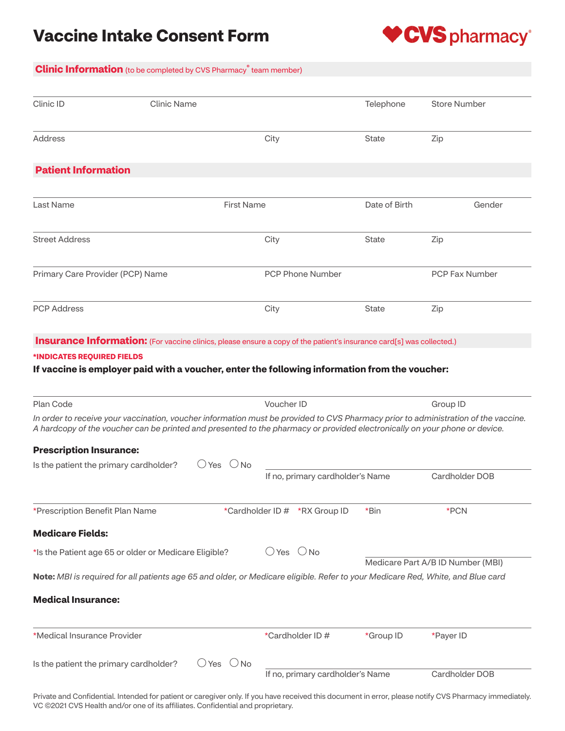# Vaccine Intake Consent Form

CVS pharmacy®

## Clinic Information (to be completed by CVS Pharmacy® team member)

| Clinic ID | Clinic Name | Telephone | Store Number |
|---|---|---|---|

| Address | City | State | Zip |
|---|---|---|---|

## Patient Information

| Last Name | First Name | Date of Birth | Gender |
|---|---|---|---|

| Street Address | City | State | Zip |
|---|---|---|---|

| Primary Care Provider (PCP) Name | PCP Phone Number | PCP Fax Number |
|---|---|---|

| PCP Address | City | State | Zip |
|---|---|---|---|

## Insurance Information: (For vaccine clinics, please ensure a copy of the patient's insurance card[s] was collected.)

***INDICATES REQUIRED FIELDS**

**If vaccine is employer paid with a voucher, enter the following information from the voucher:**

| Plan Code | Voucher ID | Group ID |
|---|---|---|

*In order to receive your vaccination, voucher information must be provided to CVS Pharmacy prior to administration of the vaccine. A hardcopy of the voucher can be printed and presented to the pharmacy or provided electronically on your phone or device.*

### Prescription Insurance:

Is the patient the primary cardholder? ◯ Yes ◯ No

| If no, primary cardholder's Name | Cardholder DOB |
|---|---|

| *Prescription Benefit Plan Name | *Cardholder ID # | *RX Group ID | *Bin | *PCN |
|---|---|---|---|---|

### Medicare Fields:

*Is the Patient age 65 or older or Medicare Eligible? ◯ Yes ◯ No

Medicare Part A/B ID Number (MBI)

**Note:** *MBI is required for all patients age 65 and older, or Medicare eligible. Refer to your Medicare Red, White, and Blue card*

### Medical Insurance:

| *Medical Insurance Provider | *Cardholder ID # | *Group ID | *Payer ID |
|---|---|---|---|

Is the patient the primary cardholder? ◯ Yes ◯ No

| If no, primary cardholder's Name | Cardholder DOB |
|---|---|

Private and Confidential. Intended for patient or caregiver only. If you have received this document in error, please notify CVS Pharmacy immediately.
VC ©2021 CVS Health and/or one of its affiliates. Confidential and proprietary.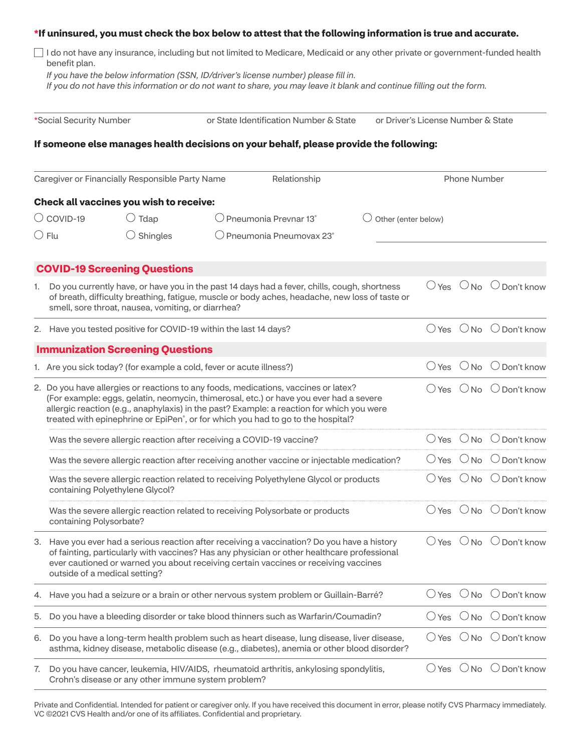**\*If uninsured, you must check the box below to attest that the following information is true and accurate.**

☐ I do not have any insurance, including but not limited to Medicare, Medicaid or any other private or government-funded health benefit plan.

*If you have the below information (SSN, ID/driver's license number) please fill in.*
*If you do not have this information or do not want to share, you may leave it blank and continue filling out the form.*

| \*Social Security Number | or State Identification Number & State | or Driver's License Number & State |
|---|---|---|

**If someone else manages health decisions on your behalf, please provide the following:**

| Caregiver or Financially Responsible Party Name | Relationship | Phone Number |
|---|---|---|

**Check all vaccines you wish to receive:**

- ○ COVID-19
- ○ Tdap
- ○ Pneumonia Prevnar 13®
- ○ Other (enter below)
- ○ Flu
- ○ Shingles
- ○ Pneumonia Pneumovax 23®

## COVID-19 Screening Questions

| Question | | | |
|---|---|---|---|
| 1. Do you currently have, or have you in the past 14 days had a fever, chills, cough, shortness of breath, difficulty breathing, fatigue, muscle or body aches, headache, new loss of taste or smell, sore throat, nausea, vomiting, or diarrhea? | ○ Yes | ○ No | ○ Don't know |
| 2. Have you tested positive for COVID-19 within the last 14 days? | ○ Yes | ○ No | ○ Don't know |

## Immunization Screening Questions

| Question | | | |
|---|---|---|---|
| 1. Are you sick today? (for example a cold, fever or acute illness?) | ○ Yes | ○ No | ○ Don't know |
| 2. Do you have allergies or reactions to any foods, medications, vaccines or latex? (For example: eggs, gelatin, neomycin, thimerosal, etc.) or have you ever had a severe allergic reaction (e.g., anaphylaxis) in the past? Example: a reaction for which you were treated with epinephrine or EpiPen®, or for which you had to go to the hospital? | ○ Yes | ○ No | ○ Don't know |
| Was the severe allergic reaction after receiving a COVID-19 vaccine? | ○ Yes | ○ No | ○ Don't know |
| Was the severe allergic reaction after receiving another vaccine or injectable medication? | ○ Yes | ○ No | ○ Don't know |
| Was the severe allergic reaction related to receiving Polyethylene Glycol or products containing Polyethylene Glycol? | ○ Yes | ○ No | ○ Don't know |
| Was the severe allergic reaction related to receiving Polysorbate or products containing Polysorbate? | ○ Yes | ○ No | ○ Don't know |
| 3. Have you ever had a serious reaction after receiving a vaccination? Do you have a history of fainting, particularly with vaccines? Has any physician or other healthcare professional ever cautioned or warned you about receiving certain vaccines or receiving vaccines outside of a medical setting? | ○ Yes | ○ No | ○ Don't know |
| 4. Have you had a seizure or a brain or other nervous system problem or Guillain-Barré? | ○ Yes | ○ No | ○ Don't know |
| 5. Do you have a bleeding disorder or take blood thinners such as Warfarin/Coumadin? | ○ Yes | ○ No | ○ Don't know |
| 6. Do you have a long-term health problem such as heart disease, lung disease, liver disease, asthma, kidney disease, metabolic disease (e.g., diabetes), anemia or other blood disorder? | ○ Yes | ○ No | ○ Don't know |
| 7. Do you have cancer, leukemia, HIV/AIDS, rheumatoid arthritis, ankylosing spondylitis, Crohn's disease or any other immune system problem? | ○ Yes | ○ No | ○ Don't know |

Private and Confidential. Intended for patient or caregiver only. If you have received this document in error, please notify CVS Pharmacy immediately.
VC ©2021 CVS Health and/or one of its affiliates. Confidential and proprietary.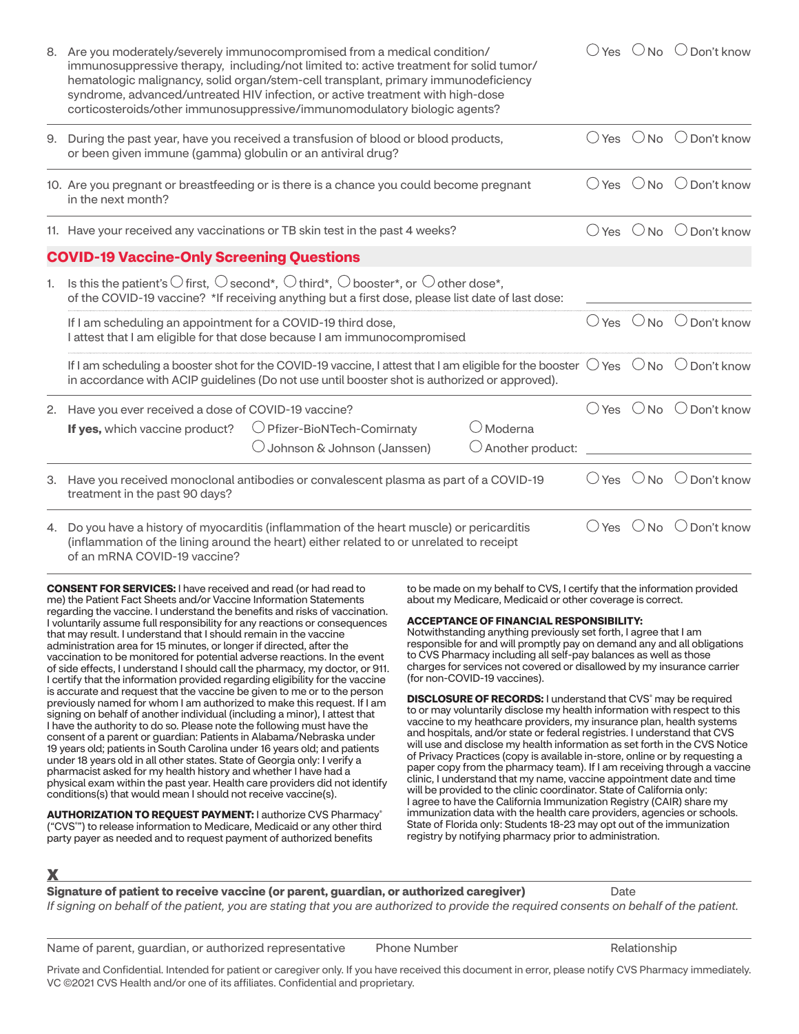8. Are you moderately/severely immunocompromised from a medical condition/ immunosuppressive therapy, including/not limited to: active treatment for solid tumor/ hematologic malignancy, solid organ/stem-cell transplant, primary immunodeficiency syndrome, advanced/untreated HIV infection, or active treatment with high-dose corticosteroids/other immunosuppressive/immunomodulatory biologic agents? ◯ Yes ◯ No ◯ Don't know

9. During the past year, have you received a transfusion of blood or blood products, or been given immune (gamma) globulin or an antiviral drug? ◯ Yes ◯ No ◯ Don't know

10. Are you pregnant or breastfeeding or is there is a chance you could become pregnant in the next month? ◯ Yes ◯ No ◯ Don't know

11. Have your received any vaccinations or TB skin test in the past 4 weeks? ◯ Yes ◯ No ◯ Don't know

## COVID-19 Vaccine-Only Screening Questions

1. Is this the patient's ◯ first, ◯ second*, ◯ third*, ◯ booster*, or ◯ other dose*, of the COVID-19 vaccine? *If receiving anything but a first dose, please list date of last dose: ____________

   If I am scheduling an appointment for a COVID-19 third dose, I attest that I am eligible for that dose because I am immunocompromised ◯ Yes ◯ No ◯ Don't know

   If I am scheduling a booster shot for the COVID-19 vaccine, I attest that I am eligible for the booster in accordance with ACIP guidelines (Do not use until booster shot is authorized or approved). ◯ Yes ◯ No ◯ Don't know

2. Have you ever received a dose of COVID-19 vaccine? ◯ Yes ◯ No ◯ Don't know

   **If yes,** which vaccine product? ◯ Pfizer-BioNTech-Comirnaty ◯ Moderna ◯ Johnson & Johnson (Janssen) ◯ Another product: ____________

3. Have you received monoclonal antibodies or convalescent plasma as part of a COVID-19 treatment in the past 90 days? ◯ Yes ◯ No ◯ Don't know

4. Do you have a history of myocarditis (inflammation of the heart muscle) or pericarditis (inflammation of the lining around the heart) either related to or unrelated to receipt of an mRNA COVID-19 vaccine? ◯ Yes ◯ No ◯ Don't know

**CONSENT FOR SERVICES:** I have received and read (or had read to me) the Patient Fact Sheets and/or Vaccine Information Statements regarding the vaccine. I understand the benefits and risks of vaccination. I voluntarily assume full responsibility for any reactions or consequences that may result. I understand that I should remain in the vaccine administration area for 15 minutes, or longer if directed, after the vaccination to be monitored for potential adverse reactions. In the event of side effects, I understand I should call the pharmacy, my doctor, or 911. I certify that the information provided regarding eligibility for the vaccine is accurate and request that the vaccine be given to me or to the person previously named for whom I am authorized to make this request. If I am signing on behalf of another individual (including a minor), I attest that I have the authority to do so. Please note the following must have the consent of a parent or guardian: Patients in Alabama/Nebraska under 19 years old; patients in South Carolina under 16 years old; and patients under 18 years old in all other states. State of Georgia only: I verify a pharmacist asked for my health history and whether I have had a physical exam within the past year. Health care providers did not identify conditions(s) that would mean I should not receive vaccine(s).

**AUTHORIZATION TO REQUEST PAYMENT:** I authorize CVS Pharmacy® ("CVS®") to release information to Medicare, Medicaid or any other third party payer as needed and to request payment of authorized benefits to be made on my behalf to CVS, I certify that the information provided about my Medicare, Medicaid or other coverage is correct.

**ACCEPTANCE OF FINANCIAL RESPONSIBILITY:** Notwithstanding anything previously set forth, I agree that I am responsible for and will promptly pay on demand any and all obligations to CVS Pharmacy including all self-pay balances as well as those charges for services not covered or disallowed by my insurance carrier (for non-COVID-19 vaccines).

**DISCLOSURE OF RECORDS:** I understand that CVS® may be required to or may voluntarily disclose my health information with respect to this vaccine to my heathcare providers, my insurance plan, health systems and hospitals, and/or state or federal registries. I understand that CVS will use and disclose my health information as set forth in the CVS Notice of Privacy Practices (copy is available in-store, online or by requesting a paper copy from the pharmacy team). If I am receiving through a vaccine clinic, I understand that my name, vaccine appointment date and time will be provided to the clinic coordinator. State of California only: I agree to have the California Immunization Registry (CAIR) share my immunization data with the health care providers, agencies or schools. State of Florida only: Students 18-23 may opt out of the immunization registry by notifying pharmacy prior to administration.

**X**

**Signature of patient to receive vaccine (or parent, guardian, or authorized caregiver)** Date

*If signing on behalf of the patient, you are stating that you are authorized to provide the required consents on behalf of the patient.*

Name of parent, guardian, or authorized representative Phone Number Relationship

Private and Confidential. Intended for patient or caregiver only. If you have received this document in error, please notify CVS Pharmacy immediately. VC ©2021 CVS Health and/or one of its affiliates. Confidential and proprietary.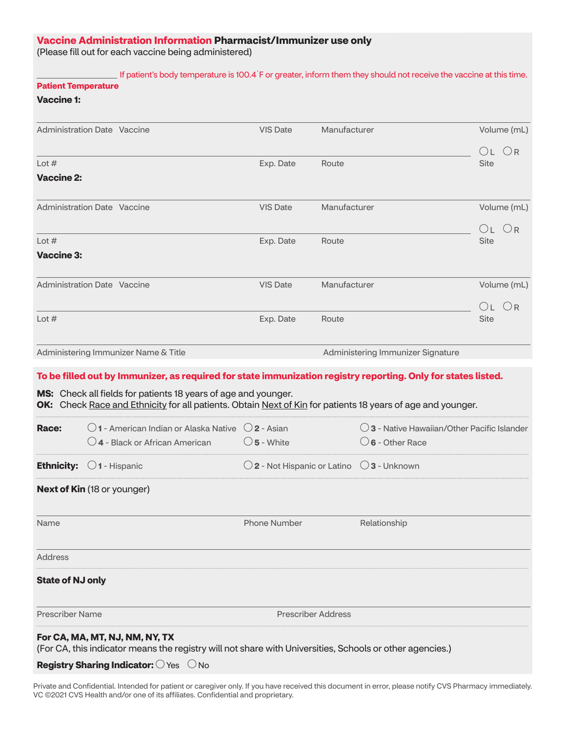## Vaccine Administration Information Pharmacist/Immunizer use only

(Please fill out for each vaccine being administered)

_________________ If patient's body temperature is 100.4˚F or greater, inform them they should not receive the vaccine at this time.

**Patient Temperature**

**Vaccine 1:**

Administration Date   Vaccine   VIS Date   Manufacturer   Volume (mL)

Lot #   Exp. Date   Route   ◯ L ◯ R Site

**Vaccine 2:**

Administration Date   Vaccine   VIS Date   Manufacturer   Volume (mL)

Lot #   Exp. Date   Route   ◯ L ◯ R Site

**Vaccine 3:**

Administration Date   Vaccine   VIS Date   Manufacturer   Volume (mL)

Lot #   Exp. Date   Route   ◯ L ◯ R Site

Administering Immunizer Name & Title   Administering Immunizer Signature

**To be filled out by Immunizer, as required for state immunization registry reporting. Only for states listed.**

**MS:** Check all fields for patients 18 years of age and younger.
**OK:** Check Race and Ethnicity for all patients. Obtain Next of Kin for patients 18 years of age and younger.

**Race:** ◯ **1** - American Indian or Alaska Native ◯ **2** - Asian ◯ **3** - Native Hawaiian/Other Pacific Islander ◯ **4** - Black or African American ◯ **5** - White ◯ **6** - Other Race

**Ethnicity:** ◯ **1** - Hispanic ◯ **2** - Not Hispanic or Latino ◯ **3** - Unknown

**Next of Kin** (18 or younger)

Name   Phone Number   Relationship

Address

**State of NJ only**

Prescriber Name   Prescriber Address

**For CA, MA, MT, NJ, NM, NY, TX**
(For CA, this indicator means the registry will not share with Universities, Schools or other agencies.)

**Registry Sharing Indicator:** ◯ Yes ◯ No

Private and Confidential. Intended for patient or caregiver only. If you have received this document in error, please notify CVS Pharmacy immediately.
VC ©2021 CVS Health and/or one of its affiliates. Confidential and proprietary.